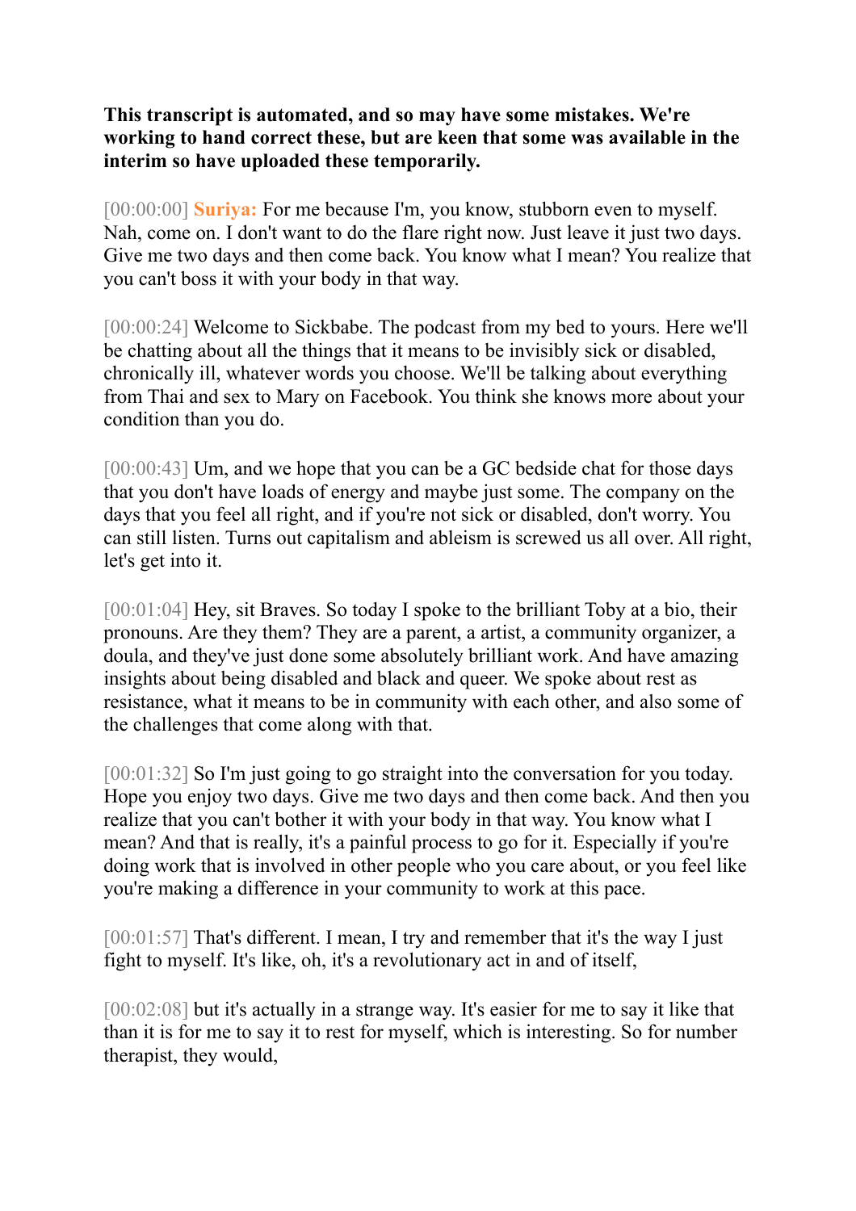**This transcript is automated, and so may have some mistakes. We're working to hand correct these, but are keen that some was available in the interim so have uploaded these temporarily.**

[00:00:00] **Suriya:** For me because I'm, you know, stubborn even to myself. Nah, come on. I don't want to do the flare right now. Just leave it just two days. Give me two days and then come back. You know what I mean? You realize that you can't boss it with your body in that way.

[00:00:24] Welcome to Sickbabe. The podcast from my bed to yours. Here we'll be chatting about all the things that it means to be invisibly sick or disabled, chronically ill, whatever words you choose. We'll be talking about everything from Thai and sex to Mary on Facebook. You think she knows more about your condition than you do.

[00:00:43] Um, and we hope that you can be a GC bedside chat for those days that you don't have loads of energy and maybe just some. The company on the days that you feel all right, and if you're not sick or disabled, don't worry. You can still listen. Turns out capitalism and ableism is screwed us all over. All right, let's get into it.

[00:01:04] Hey, sit Braves. So today I spoke to the brilliant Toby at a bio, their pronouns. Are they them? They are a parent, a artist, a community organizer, a doula, and they've just done some absolutely brilliant work. And have amazing insights about being disabled and black and queer. We spoke about rest as resistance, what it means to be in community with each other, and also some of the challenges that come along with that.

[00:01:32] So I'm just going to go straight into the conversation for you today. Hope you enjoy two days. Give me two days and then come back. And then you realize that you can't bother it with your body in that way. You know what I mean? And that is really, it's a painful process to go for it. Especially if you're doing work that is involved in other people who you care about, or you feel like you're making a difference in your community to work at this pace.

[00:01:57] That's different. I mean, I try and remember that it's the way I just fight to myself. It's like, oh, it's a revolutionary act in and of itself,

[00:02:08] but it's actually in a strange way. It's easier for me to say it like that than it is for me to say it to rest for myself, which is interesting. So for number therapist, they would,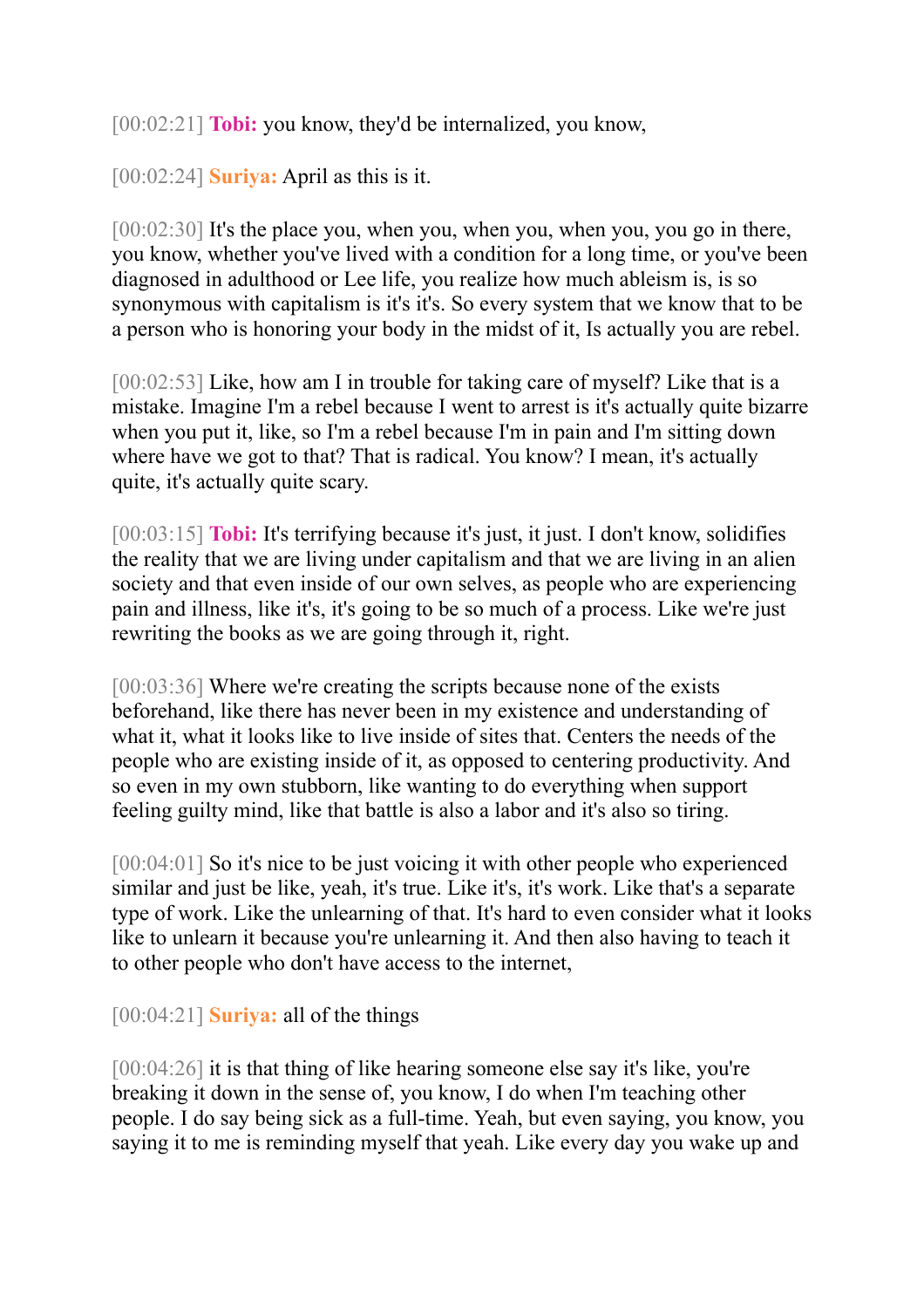[00:02:21] **Tobi:** you know, they'd be internalized, you know,

[00:02:24] **Suriya:** April as this is it.

[00:02:30] It's the place you, when you, when you, when you, you go in there, you know, whether you've lived with a condition for a long time, or you've been diagnosed in adulthood or Lee life, you realize how much ableism is, is so synonymous with capitalism is it's it's. So every system that we know that to be a person who is honoring your body in the midst of it, Is actually you are rebel.

[00:02:53] Like, how am I in trouble for taking care of myself? Like that is a mistake. Imagine I'm a rebel because I went to arrest is it's actually quite bizarre when you put it, like, so I'm a rebel because I'm in pain and I'm sitting down where have we got to that? That is radical. You know? I mean, it's actually quite, it's actually quite scary.

[00:03:15] **Tobi:** It's terrifying because it's just, it just. I don't know, solidifies the reality that we are living under capitalism and that we are living in an alien society and that even inside of our own selves, as people who are experiencing pain and illness, like it's, it's going to be so much of a process. Like we're just rewriting the books as we are going through it, right.

[00:03:36] Where we're creating the scripts because none of the exists beforehand, like there has never been in my existence and understanding of what it, what it looks like to live inside of sites that. Centers the needs of the people who are existing inside of it, as opposed to centering productivity. And so even in my own stubborn, like wanting to do everything when support feeling guilty mind, like that battle is also a labor and it's also so tiring.

[00:04:01] So it's nice to be just voicing it with other people who experienced similar and just be like, yeah, it's true. Like it's, it's work. Like that's a separate type of work. Like the unlearning of that. It's hard to even consider what it looks like to unlearn it because you're unlearning it. And then also having to teach it to other people who don't have access to the internet,

[00:04:21] **Suriya:** all of the things

[00:04:26] it is that thing of like hearing someone else say it's like, you're breaking it down in the sense of, you know, I do when I'm teaching other people. I do say being sick as a full-time. Yeah, but even saying, you know, you saying it to me is reminding myself that yeah. Like every day you wake up and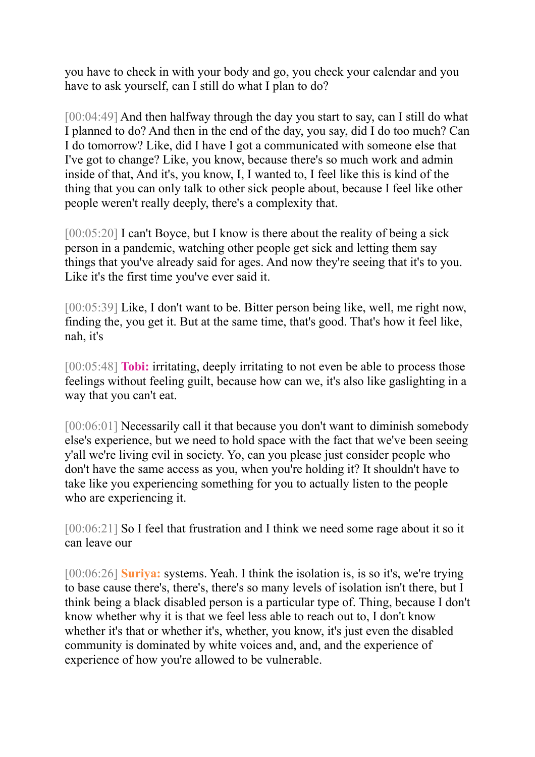you have to check in with your body and go, you check your calendar and you have to ask yourself, can I still do what I plan to do?

[00:04:49] And then halfway through the day you start to say, can I still do what I planned to do? And then in the end of the day, you say, did I do too much? Can I do tomorrow? Like, did I have I got a communicated with someone else that I've got to change? Like, you know, because there's so much work and admin inside of that, And it's, you know, I, I wanted to, I feel like this is kind of the thing that you can only talk to other sick people about, because I feel like other people weren't really deeply, there's a complexity that.

[00:05:20] I can't Boyce, but I know is there about the reality of being a sick person in a pandemic, watching other people get sick and letting them say things that you've already said for ages. And now they're seeing that it's to you. Like it's the first time you've ever said it.

[00:05:39] Like, I don't want to be. Bitter person being like, well, me right now, finding the, you get it. But at the same time, that's good. That's how it feel like, nah, it's

[00:05:48] **Tobi:** irritating, deeply irritating to not even be able to process those feelings without feeling guilt, because how can we, it's also like gaslighting in a way that you can't eat.

[00:06:01] Necessarily call it that because you don't want to diminish somebody else's experience, but we need to hold space with the fact that we've been seeing y'all we're living evil in society. Yo, can you please just consider people who don't have the same access as you, when you're holding it? It shouldn't have to take like you experiencing something for you to actually listen to the people who are experiencing it.

[00:06:21] So I feel that frustration and I think we need some rage about it so it can leave our

[00:06:26] **Suriya:** systems. Yeah. I think the isolation is, is so it's, we're trying to base cause there's, there's, there's so many levels of isolation isn't there, but I think being a black disabled person is a particular type of. Thing, because I don't know whether why it is that we feel less able to reach out to, I don't know whether it's that or whether it's, whether, you know, it's just even the disabled community is dominated by white voices and, and, and the experience of experience of how you're allowed to be vulnerable.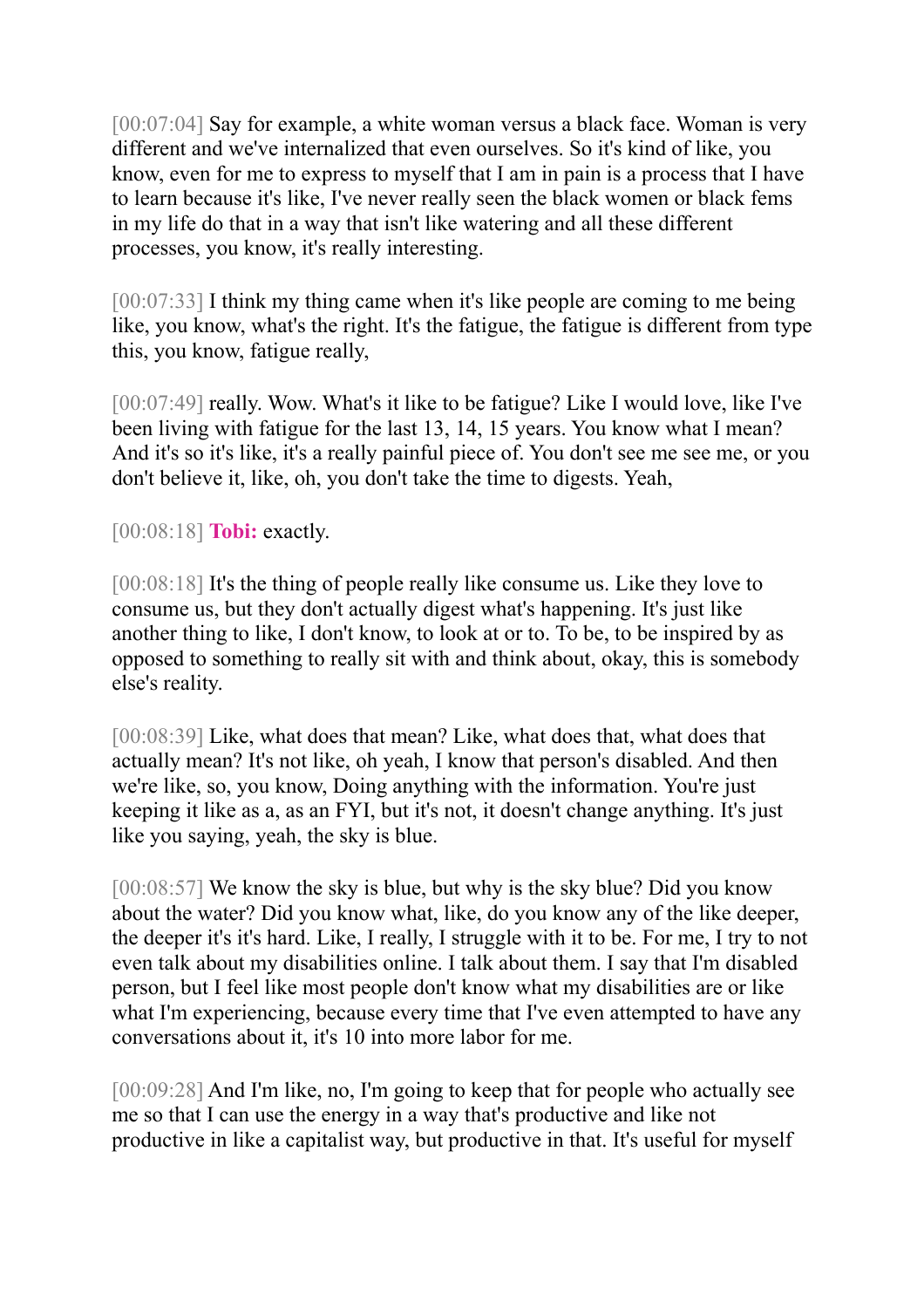[00:07:04] Say for example, a white woman versus a black face. Woman is very different and we've internalized that even ourselves. So it's kind of like, you know, even for me to express to myself that I am in pain is a process that I have to learn because it's like, I've never really seen the black women or black fems in my life do that in a way that isn't like watering and all these different processes, you know, it's really interesting.

[00:07:33] I think my thing came when it's like people are coming to me being like, you know, what's the right. It's the fatigue, the fatigue is different from type this, you know, fatigue really,

[00:07:49] really. Wow. What's it like to be fatigue? Like I would love, like I've been living with fatigue for the last 13, 14, 15 years. You know what I mean? And it's so it's like, it's a really painful piece of. You don't see me see me, or you don't believe it, like, oh, you don't take the time to digests. Yeah,

[00:08:18] **Tobi:** exactly.

[00:08:18] It's the thing of people really like consume us. Like they love to consume us, but they don't actually digest what's happening. It's just like another thing to like, I don't know, to look at or to. To be, to be inspired by as opposed to something to really sit with and think about, okay, this is somebody else's reality.

[00:08:39] Like, what does that mean? Like, what does that, what does that actually mean? It's not like, oh yeah, I know that person's disabled. And then we're like, so, you know, Doing anything with the information. You're just keeping it like as a, as an FYI, but it's not, it doesn't change anything. It's just like you saying, yeah, the sky is blue.

[00:08:57] We know the sky is blue, but why is the sky blue? Did you know about the water? Did you know what, like, do you know any of the like deeper, the deeper it's it's hard. Like, I really, I struggle with it to be. For me, I try to not even talk about my disabilities online. I talk about them. I say that I'm disabled person, but I feel like most people don't know what my disabilities are or like what I'm experiencing, because every time that I've even attempted to have any conversations about it, it's 10 into more labor for me.

[00:09:28] And I'm like, no, I'm going to keep that for people who actually see me so that I can use the energy in a way that's productive and like not productive in like a capitalist way, but productive in that. It's useful for myself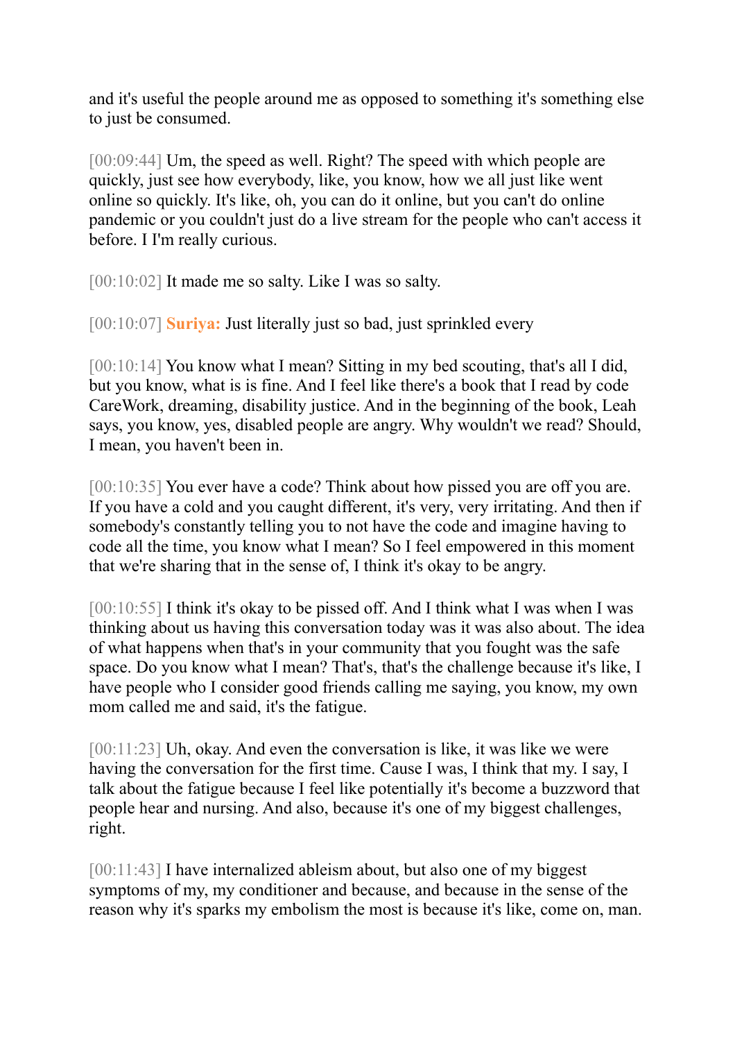and it's useful the people around me as opposed to something it's something else to just be consumed.

[00:09:44] Um, the speed as well. Right? The speed with which people are quickly, just see how everybody, like, you know, how we all just like went online so quickly. It's like, oh, you can do it online, but you can't do online pandemic or you couldn't just do a live stream for the people who can't access it before. I I'm really curious.

[00:10:02] It made me so salty. Like I was so salty.

[00:10:07] **Suriya:** Just literally just so bad, just sprinkled every

[00:10:14] You know what I mean? Sitting in my bed scouting, that's all I did, but you know, what is is fine. And I feel like there's a book that I read by code CareWork, dreaming, disability justice. And in the beginning of the book, Leah says, you know, yes, disabled people are angry. Why wouldn't we read? Should, I mean, you haven't been in.

[00:10:35] You ever have a code? Think about how pissed you are off you are. If you have a cold and you caught different, it's very, very irritating. And then if somebody's constantly telling you to not have the code and imagine having to code all the time, you know what I mean? So I feel empowered in this moment that we're sharing that in the sense of, I think it's okay to be angry.

[00:10:55] I think it's okay to be pissed off. And I think what I was when I was thinking about us having this conversation today was it was also about. The idea of what happens when that's in your community that you fought was the safe space. Do you know what I mean? That's, that's the challenge because it's like, I have people who I consider good friends calling me saying, you know, my own mom called me and said, it's the fatigue.

[00:11:23] Uh, okay. And even the conversation is like, it was like we were having the conversation for the first time. Cause I was, I think that my. I say, I talk about the fatigue because I feel like potentially it's become a buzzword that people hear and nursing. And also, because it's one of my biggest challenges, right.

[00:11:43] I have internalized ableism about, but also one of my biggest symptoms of my, my conditioner and because, and because in the sense of the reason why it's sparks my embolism the most is because it's like, come on, man.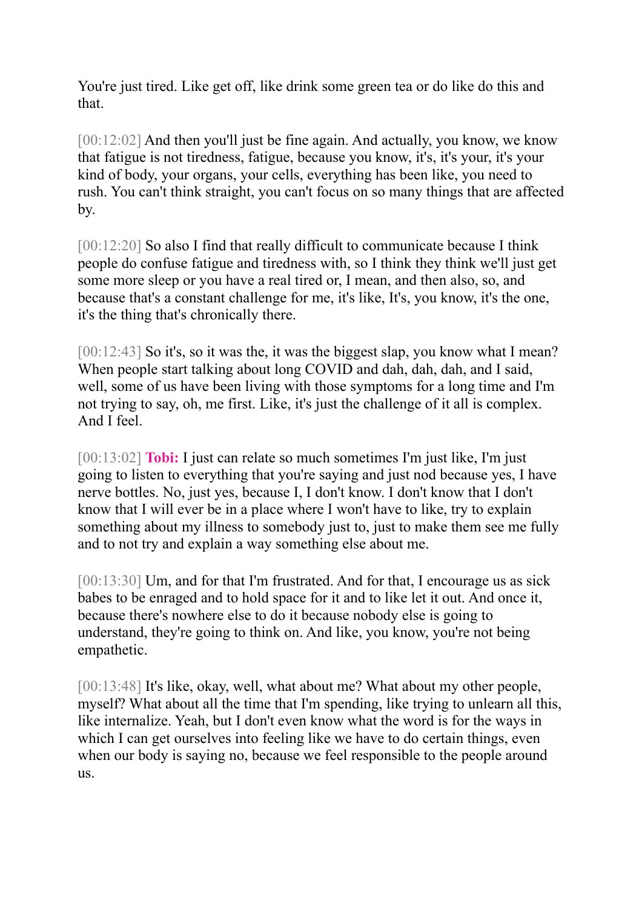You're just tired. Like get off, like drink some green tea or do like do this and that.

[00:12:02] And then you'll just be fine again. And actually, you know, we know that fatigue is not tiredness, fatigue, because you know, it's, it's your, it's your kind of body, your organs, your cells, everything has been like, you need to rush. You can't think straight, you can't focus on so many things that are affected by.

[00:12:20] So also I find that really difficult to communicate because I think people do confuse fatigue and tiredness with, so I think they think we'll just get some more sleep or you have a real tired or, I mean, and then also, so, and because that's a constant challenge for me, it's like, It's, you know, it's the one, it's the thing that's chronically there.

[00:12:43] So it's, so it was the, it was the biggest slap, you know what I mean? When people start talking about long COVID and dah, dah, dah, and I said, well, some of us have been living with those symptoms for a long time and I'm not trying to say, oh, me first. Like, it's just the challenge of it all is complex. And I feel.

[00:13:02] **Tobi:** I just can relate so much sometimes I'm just like, I'm just going to listen to everything that you're saying and just nod because yes, I have nerve bottles. No, just yes, because I, I don't know. I don't know that I don't know that I will ever be in a place where I won't have to like, try to explain something about my illness to somebody just to, just to make them see me fully and to not try and explain a way something else about me.

[00:13:30] Um, and for that I'm frustrated. And for that, I encourage us as sick babes to be enraged and to hold space for it and to like let it out. And once it, because there's nowhere else to do it because nobody else is going to understand, they're going to think on. And like, you know, you're not being empathetic.

[00:13:48] It's like, okay, well, what about me? What about my other people, myself? What about all the time that I'm spending, like trying to unlearn all this, like internalize. Yeah, but I don't even know what the word is for the ways in which I can get ourselves into feeling like we have to do certain things, even when our body is saying no, because we feel responsible to the people around us.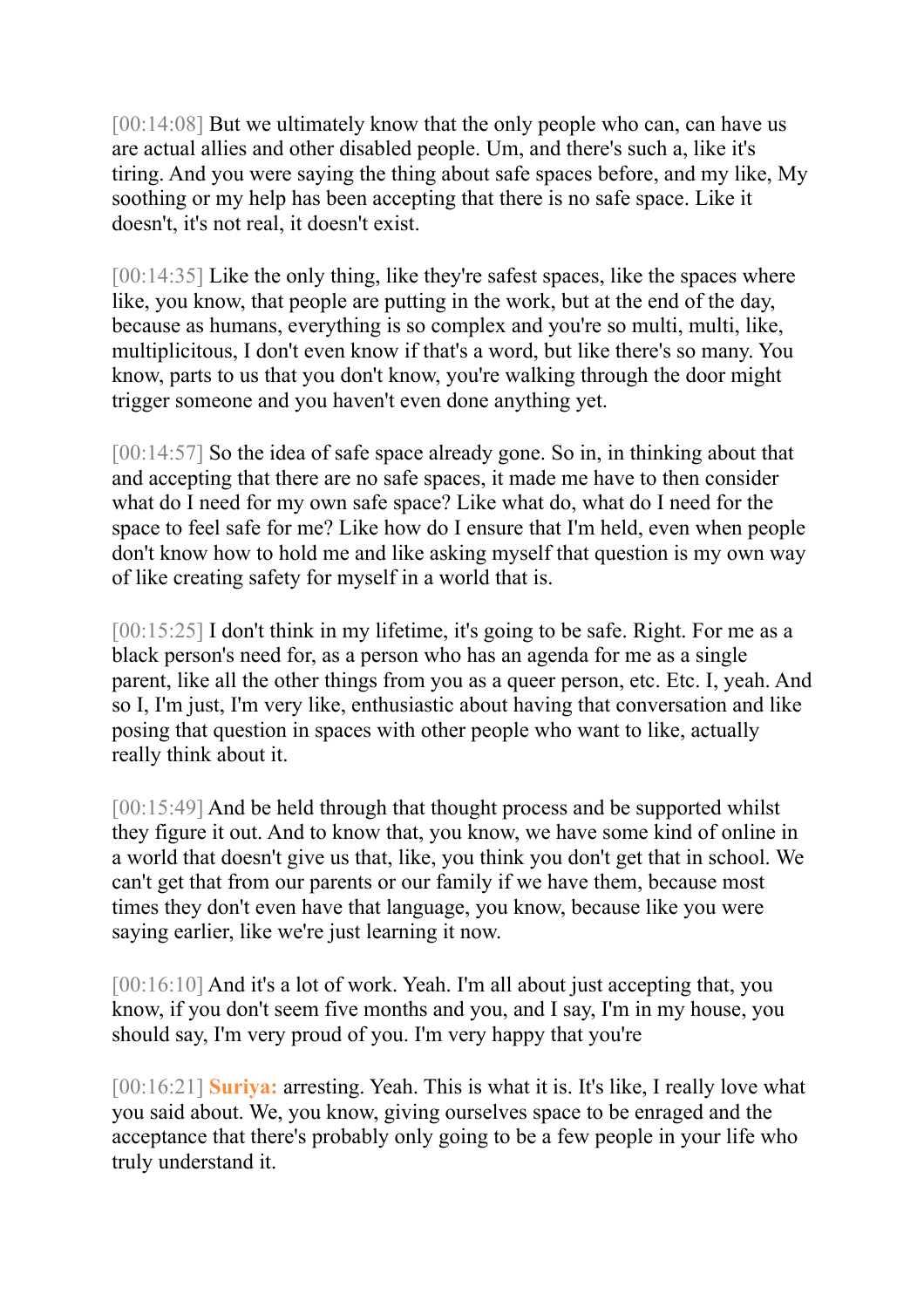[00:14:08] But we ultimately know that the only people who can, can have us are actual allies and other disabled people. Um, and there's such a, like it's tiring. And you were saying the thing about safe spaces before, and my like, My soothing or my help has been accepting that there is no safe space. Like it doesn't, it's not real, it doesn't exist.

[00:14:35] Like the only thing, like they're safest spaces, like the spaces where like, you know, that people are putting in the work, but at the end of the day, because as humans, everything is so complex and you're so multi, multi, like, multiplicitous, I don't even know if that's a word, but like there's so many. You know, parts to us that you don't know, you're walking through the door might trigger someone and you haven't even done anything yet.

[00:14:57] So the idea of safe space already gone. So in, in thinking about that and accepting that there are no safe spaces, it made me have to then consider what do I need for my own safe space? Like what do, what do I need for the space to feel safe for me? Like how do I ensure that I'm held, even when people don't know how to hold me and like asking myself that question is my own way of like creating safety for myself in a world that is.

[00:15:25] I don't think in my lifetime, it's going to be safe. Right. For me as a black person's need for, as a person who has an agenda for me as a single parent, like all the other things from you as a queer person, etc. Etc. I, yeah. And so I, I'm just, I'm very like, enthusiastic about having that conversation and like posing that question in spaces with other people who want to like, actually really think about it.

[00:15:49] And be held through that thought process and be supported whilst they figure it out. And to know that, you know, we have some kind of online in a world that doesn't give us that, like, you think you don't get that in school. We can't get that from our parents or our family if we have them, because most times they don't even have that language, you know, because like you were saying earlier, like we're just learning it now.

[00:16:10] And it's a lot of work. Yeah. I'm all about just accepting that, you know, if you don't seem five months and you, and I say, I'm in my house, you should say, I'm very proud of you. I'm very happy that you're

[00:16:21] **Suriya:** arresting. Yeah. This is what it is. It's like, I really love what you said about. We, you know, giving ourselves space to be enraged and the acceptance that there's probably only going to be a few people in your life who truly understand it.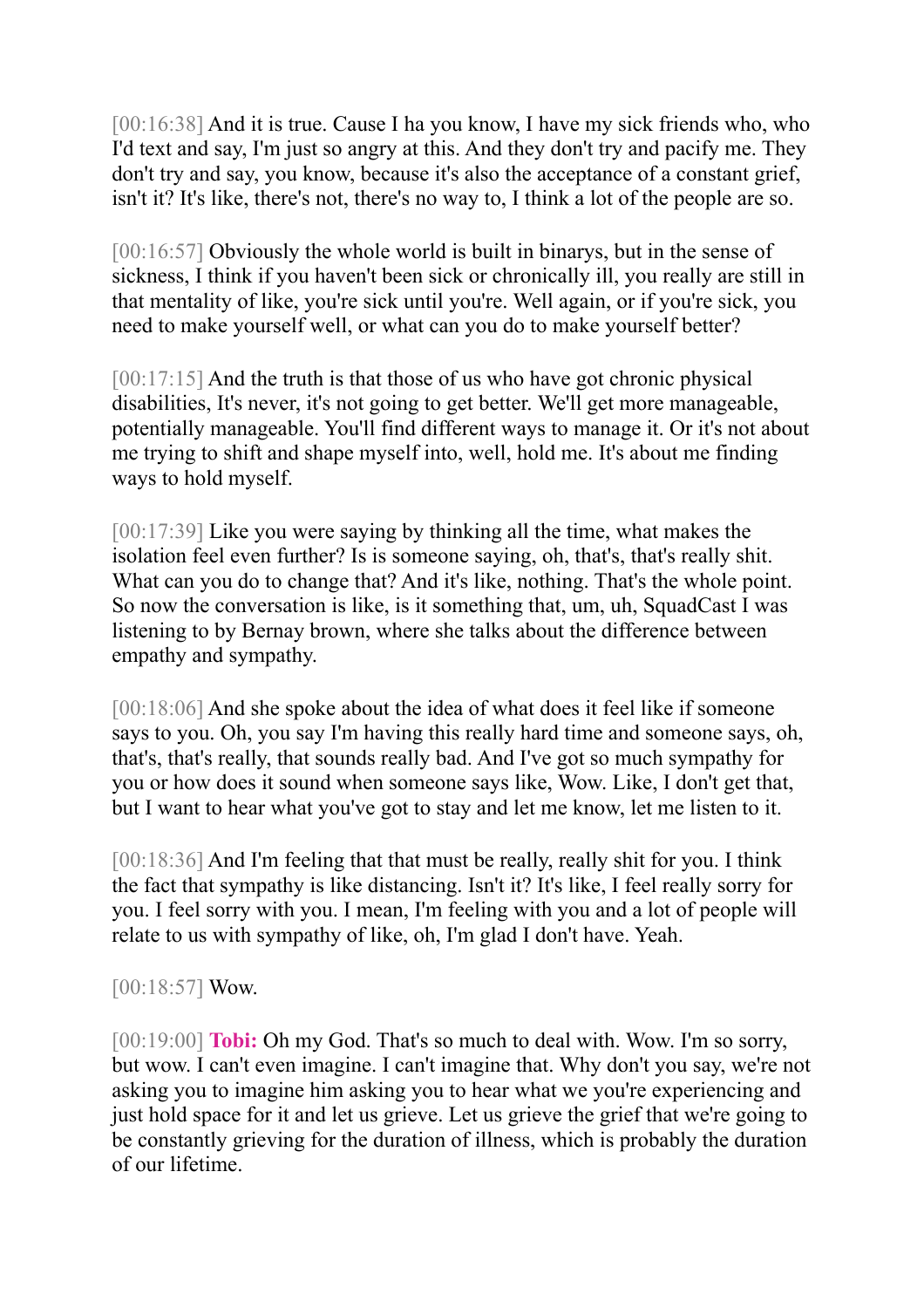[00:16:38] And it is true. Cause I ha you know, I have my sick friends who, who I'd text and say, I'm just so angry at this. And they don't try and pacify me. They don't try and say, you know, because it's also the acceptance of a constant grief, isn't it? It's like, there's not, there's no way to, I think a lot of the people are so.

[00:16:57] Obviously the whole world is built in binarys, but in the sense of sickness, I think if you haven't been sick or chronically ill, you really are still in that mentality of like, you're sick until you're. Well again, or if you're sick, you need to make yourself well, or what can you do to make yourself better?

[00:17:15] And the truth is that those of us who have got chronic physical disabilities, It's never, it's not going to get better. We'll get more manageable, potentially manageable. You'll find different ways to manage it. Or it's not about me trying to shift and shape myself into, well, hold me. It's about me finding ways to hold myself.

[00:17:39] Like you were saying by thinking all the time, what makes the isolation feel even further? Is is someone saying, oh, that's, that's really shit. What can you do to change that? And it's like, nothing. That's the whole point. So now the conversation is like, is it something that, um, uh, SquadCast I was listening to by Bernay brown, where she talks about the difference between empathy and sympathy.

[00:18:06] And she spoke about the idea of what does it feel like if someone says to you. Oh, you say I'm having this really hard time and someone says, oh, that's, that's really, that sounds really bad. And I've got so much sympathy for you or how does it sound when someone says like, Wow. Like, I don't get that, but I want to hear what you've got to stay and let me know, let me listen to it.

[00:18:36] And I'm feeling that that must be really, really shit for you. I think the fact that sympathy is like distancing. Isn't it? It's like, I feel really sorry for you. I feel sorry with you. I mean, I'm feeling with you and a lot of people will relate to us with sympathy of like, oh, I'm glad I don't have. Yeah.

[00:18:57] Wow.

[00:19:00] **Tobi:** Oh my God. That's so much to deal with. Wow. I'm so sorry, but wow. I can't even imagine. I can't imagine that. Why don't you say, we're not asking you to imagine him asking you to hear what we you're experiencing and just hold space for it and let us grieve. Let us grieve the grief that we're going to be constantly grieving for the duration of illness, which is probably the duration of our lifetime.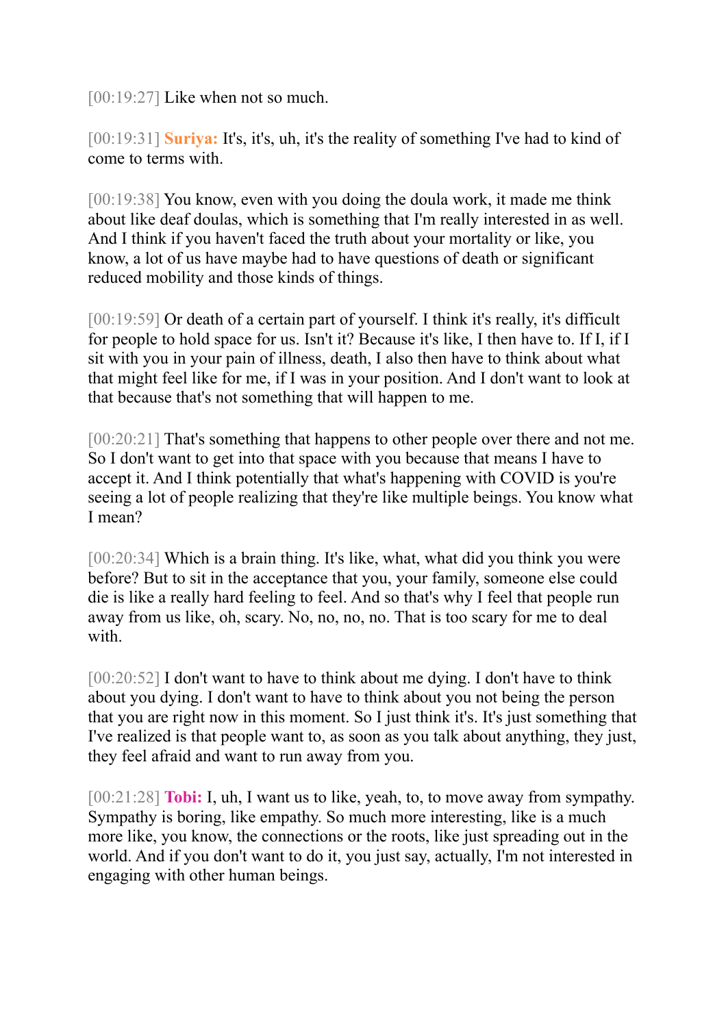[00:19:27] Like when not so much.

[00:19:31] **Suriya:** It's, it's, uh, it's the reality of something I've had to kind of come to terms with.

[00:19:38] You know, even with you doing the doula work, it made me think about like deaf doulas, which is something that I'm really interested in as well. And I think if you haven't faced the truth about your mortality or like, you know, a lot of us have maybe had to have questions of death or significant reduced mobility and those kinds of things.

[00:19:59] Or death of a certain part of yourself. I think it's really, it's difficult for people to hold space for us. Isn't it? Because it's like, I then have to. If I, if I sit with you in your pain of illness, death, I also then have to think about what that might feel like for me, if I was in your position. And I don't want to look at that because that's not something that will happen to me.

[00:20:21] That's something that happens to other people over there and not me. So I don't want to get into that space with you because that means I have to accept it. And I think potentially that what's happening with COVID is you're seeing a lot of people realizing that they're like multiple beings. You know what I mean?

[00:20:34] Which is a brain thing. It's like, what, what did you think you were before? But to sit in the acceptance that you, your family, someone else could die is like a really hard feeling to feel. And so that's why I feel that people run away from us like, oh, scary. No, no, no, no. That is too scary for me to deal with.

[00:20:52] I don't want to have to think about me dying. I don't have to think about you dying. I don't want to have to think about you not being the person that you are right now in this moment. So I just think it's. It's just something that I've realized is that people want to, as soon as you talk about anything, they just, they feel afraid and want to run away from you.

[00:21:28] **Tobi:** I, uh, I want us to like, yeah, to, to move away from sympathy. Sympathy is boring, like empathy. So much more interesting, like is a much more like, you know, the connections or the roots, like just spreading out in the world. And if you don't want to do it, you just say, actually, I'm not interested in engaging with other human beings.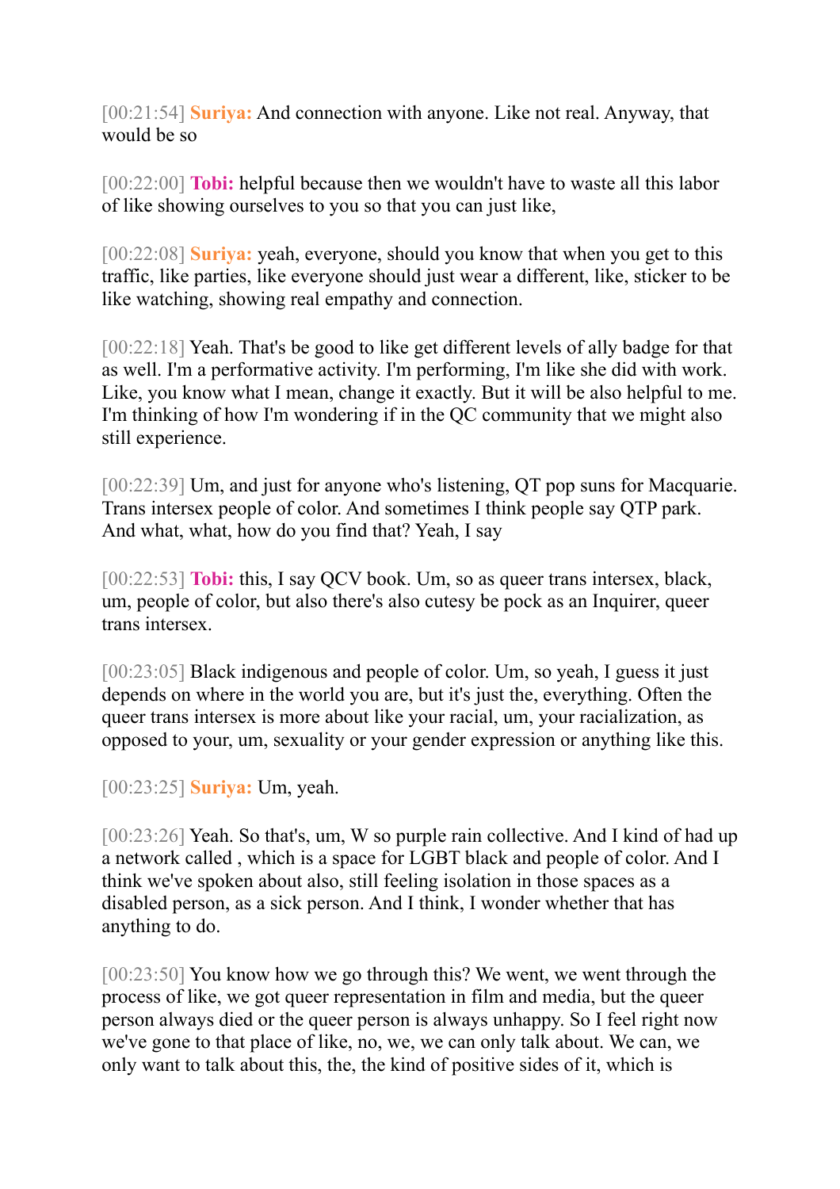[00:21:54] **Suriya:** And connection with anyone. Like not real. Anyway, that would be so

[00:22:00] **Tobi:** helpful because then we wouldn't have to waste all this labor of like showing ourselves to you so that you can just like,

[00:22:08] **Suriya:** yeah, everyone, should you know that when you get to this traffic, like parties, like everyone should just wear a different, like, sticker to be like watching, showing real empathy and connection.

[00:22:18] Yeah. That's be good to like get different levels of ally badge for that as well. I'm a performative activity. I'm performing, I'm like she did with work. Like, you know what I mean, change it exactly. But it will be also helpful to me. I'm thinking of how I'm wondering if in the QC community that we might also still experience.

[00:22:39] Um, and just for anyone who's listening, QT pop suns for Macquarie. Trans intersex people of color. And sometimes I think people say QTP park. And what, what, how do you find that? Yeah, I say

[00:22:53] **Tobi:** this, I say QCV book. Um, so as queer trans intersex, black, um, people of color, but also there's also cutesy be pock as an Inquirer, queer trans intersex.

[00:23:05] Black indigenous and people of color. Um, so yeah, I guess it just depends on where in the world you are, but it's just the, everything. Often the queer trans intersex is more about like your racial, um, your racialization, as opposed to your, um, sexuality or your gender expression or anything like this.

[00:23:25] **Suriya:** Um, yeah.

[00:23:26] Yeah. So that's, um, W so purple rain collective. And I kind of had up a network called , which is a space for LGBT black and people of color. And I think we've spoken about also, still feeling isolation in those spaces as a disabled person, as a sick person. And I think, I wonder whether that has anything to do.

[00:23:50] You know how we go through this? We went, we went through the process of like, we got queer representation in film and media, but the queer person always died or the queer person is always unhappy. So I feel right now we've gone to that place of like, no, we, we can only talk about. We can, we only want to talk about this, the, the kind of positive sides of it, which is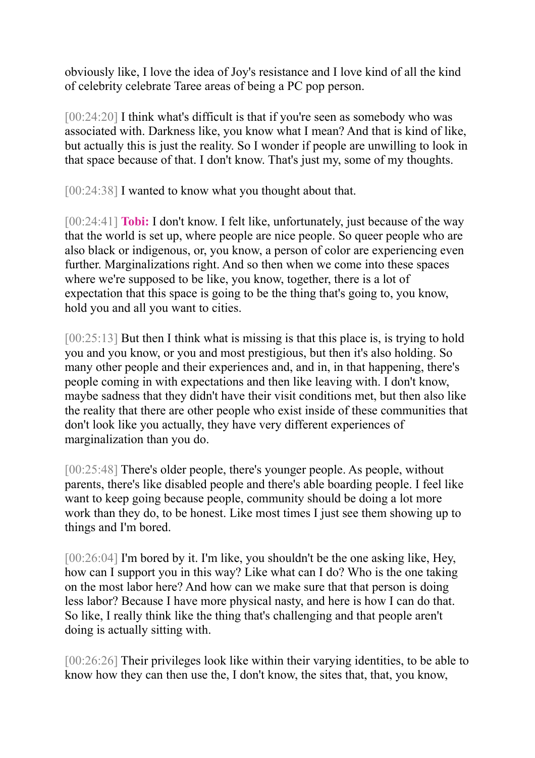obviously like, I love the idea of Joy's resistance and I love kind of all the kind of celebrity celebrate Taree areas of being a PC pop person.

[00:24:20] I think what's difficult is that if you're seen as somebody who was associated with. Darkness like, you know what I mean? And that is kind of like, but actually this is just the reality. So I wonder if people are unwilling to look in that space because of that. I don't know. That's just my, some of my thoughts.

[00:24:38] I wanted to know what you thought about that.

[00:24:41] **Tobi:** I don't know. I felt like, unfortunately, just because of the way that the world is set up, where people are nice people. So queer people who are also black or indigenous, or, you know, a person of color are experiencing even further. Marginalizations right. And so then when we come into these spaces where we're supposed to be like, you know, together, there is a lot of expectation that this space is going to be the thing that's going to, you know, hold you and all you want to cities.

[00:25:13] But then I think what is missing is that this place is, is trying to hold you and you know, or you and most prestigious, but then it's also holding. So many other people and their experiences and, and in, in that happening, there's people coming in with expectations and then like leaving with. I don't know, maybe sadness that they didn't have their visit conditions met, but then also like the reality that there are other people who exist inside of these communities that don't look like you actually, they have very different experiences of marginalization than you do.

[00:25:48] There's older people, there's younger people. As people, without parents, there's like disabled people and there's able boarding people. I feel like want to keep going because people, community should be doing a lot more work than they do, to be honest. Like most times I just see them showing up to things and I'm bored.

[00:26:04] I'm bored by it. I'm like, you shouldn't be the one asking like, Hey, how can I support you in this way? Like what can I do? Who is the one taking on the most labor here? And how can we make sure that that person is doing less labor? Because I have more physical nasty, and here is how I can do that. So like, I really think like the thing that's challenging and that people aren't doing is actually sitting with.

[00:26:26] Their privileges look like within their varying identities, to be able to know how they can then use the, I don't know, the sites that, that, you know,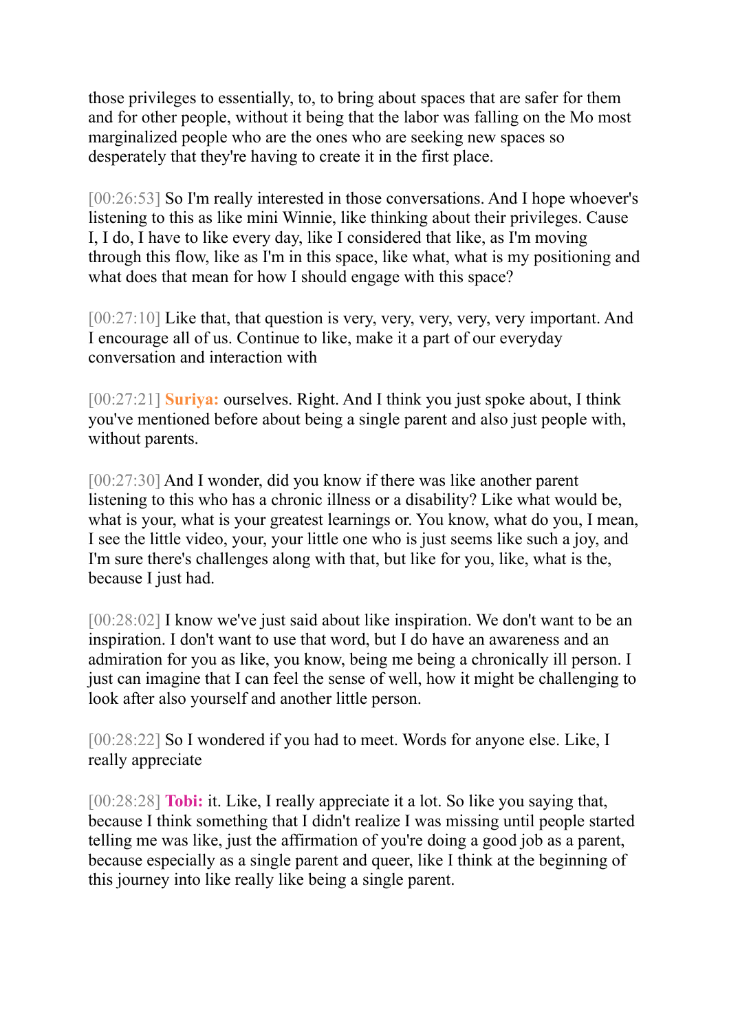those privileges to essentially, to, to bring about spaces that are safer for them and for other people, without it being that the labor was falling on the Mo most marginalized people who are the ones who are seeking new spaces so desperately that they're having to create it in the first place.

[00:26:53] So I'm really interested in those conversations. And I hope whoever's listening to this as like mini Winnie, like thinking about their privileges. Cause I, I do, I have to like every day, like I considered that like, as I'm moving through this flow, like as I'm in this space, like what, what is my positioning and what does that mean for how I should engage with this space?

[00:27:10] Like that, that question is very, very, very, very, very important. And I encourage all of us. Continue to like, make it a part of our everyday conversation and interaction with

[00:27:21] **Suriya:** ourselves. Right. And I think you just spoke about, I think you've mentioned before about being a single parent and also just people with, without parents.

[00:27:30] And I wonder, did you know if there was like another parent listening to this who has a chronic illness or a disability? Like what would be, what is your, what is your greatest learnings or. You know, what do you, I mean, I see the little video, your, your little one who is just seems like such a joy, and I'm sure there's challenges along with that, but like for you, like, what is the, because I just had.

[00:28:02] I know we've just said about like inspiration. We don't want to be an inspiration. I don't want to use that word, but I do have an awareness and an admiration for you as like, you know, being me being a chronically ill person. I just can imagine that I can feel the sense of well, how it might be challenging to look after also yourself and another little person.

[00:28:22] So I wondered if you had to meet. Words for anyone else. Like, I really appreciate

[00:28:28] **Tobi:** it. Like, I really appreciate it a lot. So like you saying that, because I think something that I didn't realize I was missing until people started telling me was like, just the affirmation of you're doing a good job as a parent, because especially as a single parent and queer, like I think at the beginning of this journey into like really like being a single parent.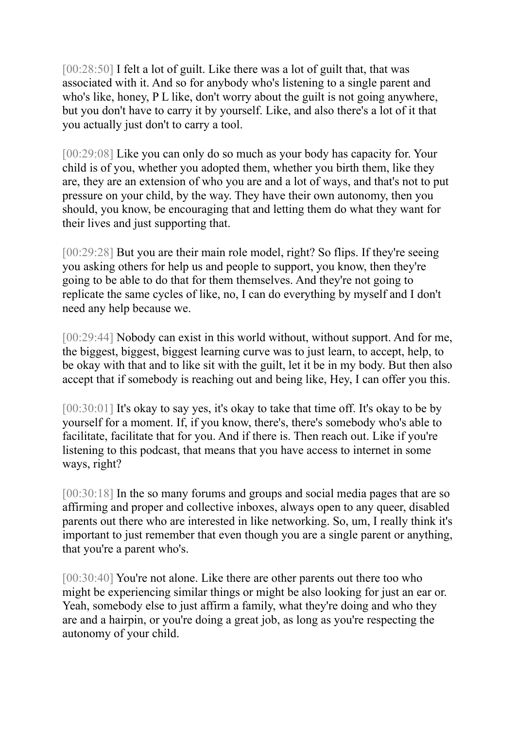[00:28:50] I felt a lot of guilt. Like there was a lot of guilt that, that was associated with it. And so for anybody who's listening to a single parent and who's like, honey, P L like, don't worry about the guilt is not going anywhere, but you don't have to carry it by yourself. Like, and also there's a lot of it that you actually just don't to carry a tool.

[00:29:08] Like you can only do so much as your body has capacity for. Your child is of you, whether you adopted them, whether you birth them, like they are, they are an extension of who you are and a lot of ways, and that's not to put pressure on your child, by the way. They have their own autonomy, then you should, you know, be encouraging that and letting them do what they want for their lives and just supporting that.

[00:29:28] But you are their main role model, right? So flips. If they're seeing you asking others for help us and people to support, you know, then they're going to be able to do that for them themselves. And they're not going to replicate the same cycles of like, no, I can do everything by myself and I don't need any help because we.

[00:29:44] Nobody can exist in this world without, without support. And for me, the biggest, biggest, biggest learning curve was to just learn, to accept, help, to be okay with that and to like sit with the guilt, let it be in my body. But then also accept that if somebody is reaching out and being like, Hey, I can offer you this.

[00:30:01] It's okay to say yes, it's okay to take that time off. It's okay to be by yourself for a moment. If, if you know, there's, there's somebody who's able to facilitate, facilitate that for you. And if there is. Then reach out. Like if you're listening to this podcast, that means that you have access to internet in some ways, right?

[00:30:18] In the so many forums and groups and social media pages that are so affirming and proper and collective inboxes, always open to any queer, disabled parents out there who are interested in like networking. So, um, I really think it's important to just remember that even though you are a single parent or anything, that you're a parent who's.

[00:30:40] You're not alone. Like there are other parents out there too who might be experiencing similar things or might be also looking for just an ear or. Yeah, somebody else to just affirm a family, what they're doing and who they are and a hairpin, or you're doing a great job, as long as you're respecting the autonomy of your child.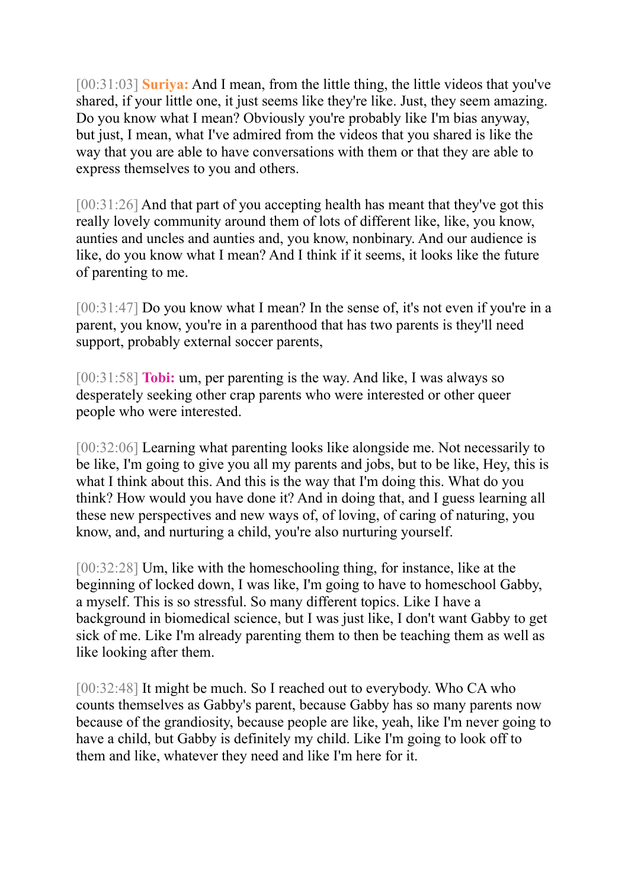[00:31:03] **Suriya:** And I mean, from the little thing, the little videos that you've shared, if your little one, it just seems like they're like. Just, they seem amazing. Do you know what I mean? Obviously you're probably like I'm bias anyway, but just, I mean, what I've admired from the videos that you shared is like the way that you are able to have conversations with them or that they are able to express themselves to you and others.

[00:31:26] And that part of you accepting health has meant that they've got this really lovely community around them of lots of different like, like, you know, aunties and uncles and aunties and, you know, nonbinary. And our audience is like, do you know what I mean? And I think if it seems, it looks like the future of parenting to me.

[00:31:47] Do you know what I mean? In the sense of, it's not even if you're in a parent, you know, you're in a parenthood that has two parents is they'll need support, probably external soccer parents,

[00:31:58] **Tobi:** um, per parenting is the way. And like, I was always so desperately seeking other crap parents who were interested or other queer people who were interested.

[00:32:06] Learning what parenting looks like alongside me. Not necessarily to be like, I'm going to give you all my parents and jobs, but to be like, Hey, this is what I think about this. And this is the way that I'm doing this. What do you think? How would you have done it? And in doing that, and I guess learning all these new perspectives and new ways of, of loving, of caring of naturing, you know, and, and nurturing a child, you're also nurturing yourself.

[00:32:28] Um, like with the homeschooling thing, for instance, like at the beginning of locked down, I was like, I'm going to have to homeschool Gabby, a myself. This is so stressful. So many different topics. Like I have a background in biomedical science, but I was just like, I don't want Gabby to get sick of me. Like I'm already parenting them to then be teaching them as well as like looking after them.

[00:32:48] It might be much. So I reached out to everybody. Who CA who counts themselves as Gabby's parent, because Gabby has so many parents now because of the grandiosity, because people are like, yeah, like I'm never going to have a child, but Gabby is definitely my child. Like I'm going to look off to them and like, whatever they need and like I'm here for it.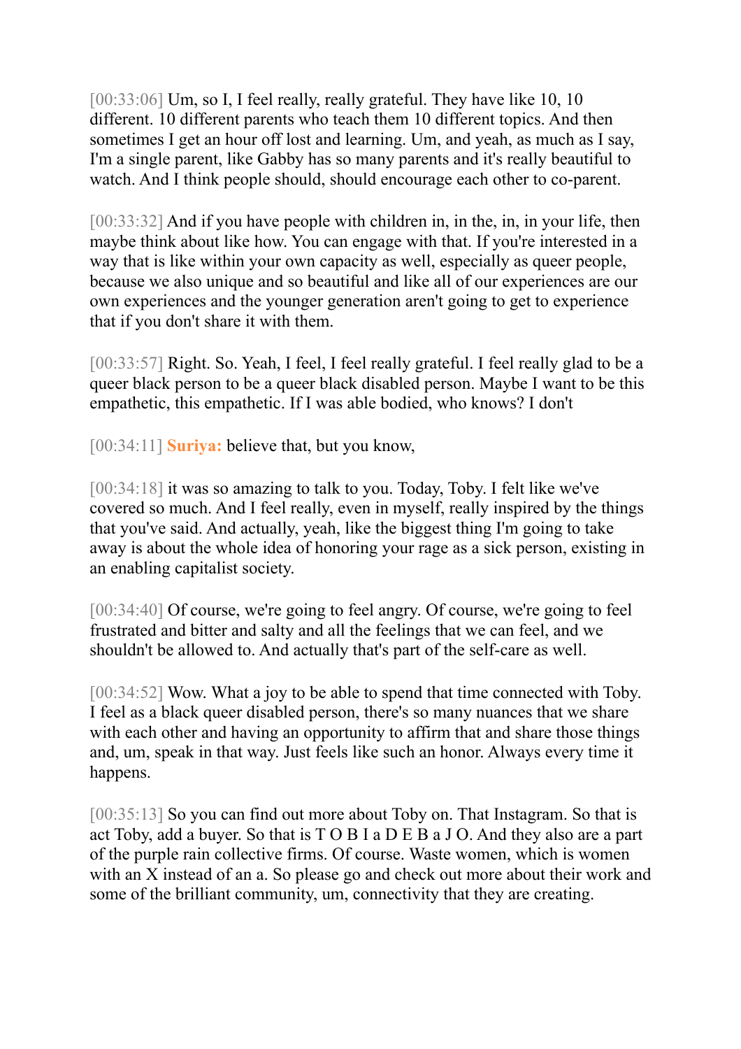[00:33:06] Um, so I, I feel really, really grateful. They have like 10, 10 different. 10 different parents who teach them 10 different topics. And then sometimes I get an hour off lost and learning. Um, and yeah, as much as I say, I'm a single parent, like Gabby has so many parents and it's really beautiful to watch. And I think people should, should encourage each other to co-parent.

[00:33:32] And if you have people with children in, in the, in, in your life, then maybe think about like how. You can engage with that. If you're interested in a way that is like within your own capacity as well, especially as queer people, because we also unique and so beautiful and like all of our experiences are our own experiences and the younger generation aren't going to get to experience that if you don't share it with them.

[00:33:57] Right. So. Yeah, I feel, I feel really grateful. I feel really glad to be a queer black person to be a queer black disabled person. Maybe I want to be this empathetic, this empathetic. If I was able bodied, who knows? I don't

[00:34:11] **Suriya:** believe that, but you know,

[00:34:18] it was so amazing to talk to you. Today, Toby. I felt like we've covered so much. And I feel really, even in myself, really inspired by the things that you've said. And actually, yeah, like the biggest thing I'm going to take away is about the whole idea of honoring your rage as a sick person, existing in an enabling capitalist society.

[00:34:40] Of course, we're going to feel angry. Of course, we're going to feel frustrated and bitter and salty and all the feelings that we can feel, and we shouldn't be allowed to. And actually that's part of the self-care as well.

[00:34:52] Wow. What a joy to be able to spend that time connected with Toby. I feel as a black queer disabled person, there's so many nuances that we share with each other and having an opportunity to affirm that and share those things and, um, speak in that way. Just feels like such an honor. Always every time it happens.

[00:35:13] So you can find out more about Toby on. That Instagram. So that is act Toby, add a buyer. So that is T O B I a D E B a J O. And they also are a part of the purple rain collective firms. Of course. Waste women, which is women with an X instead of an a. So please go and check out more about their work and some of the brilliant community, um, connectivity that they are creating.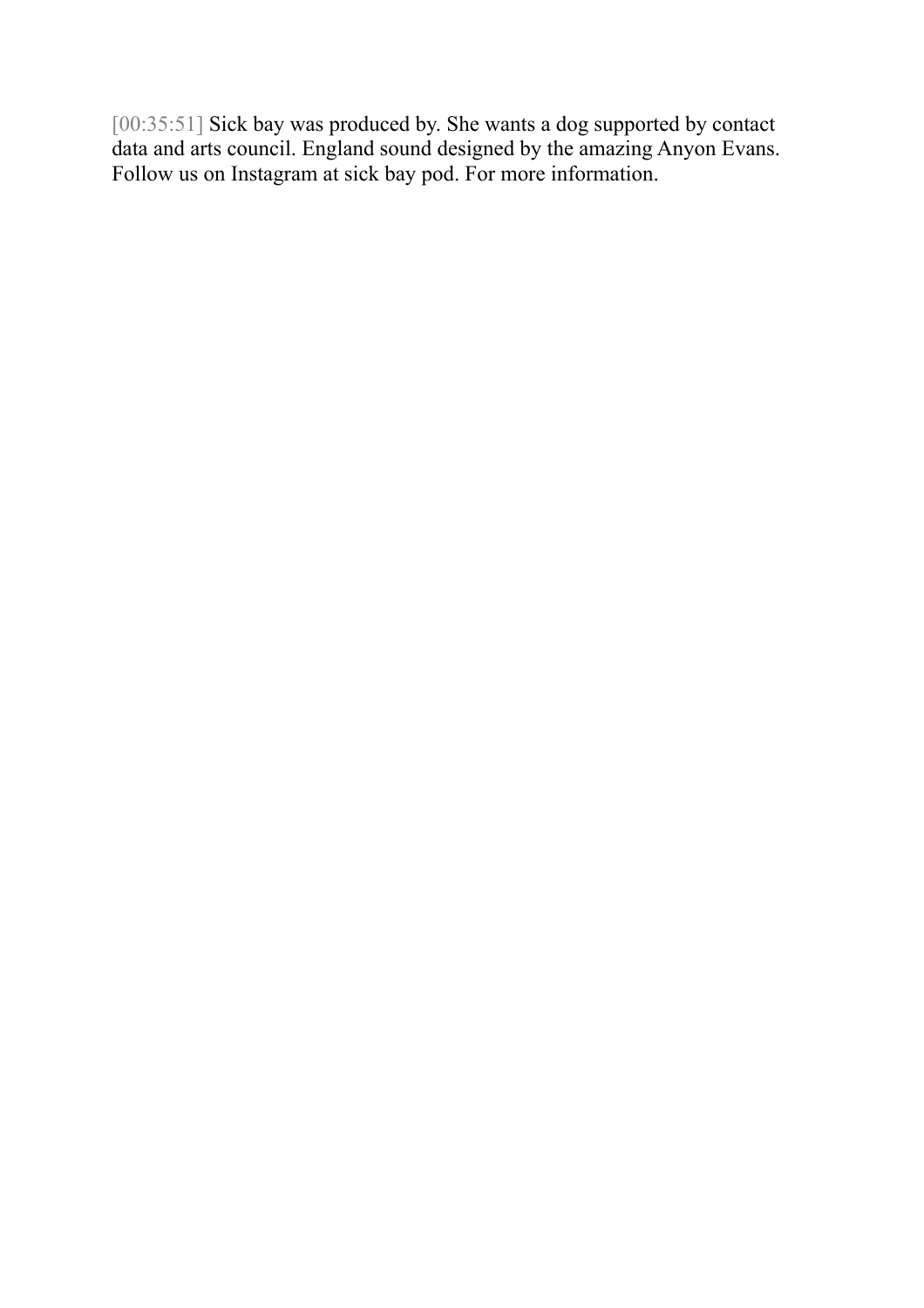[00:35:51] Sick bay was produced by. She wants a dog supported by contact data and arts council. England sound designed by the amazing Anyon Evans. Follow us on Instagram at sick bay pod. For more information.